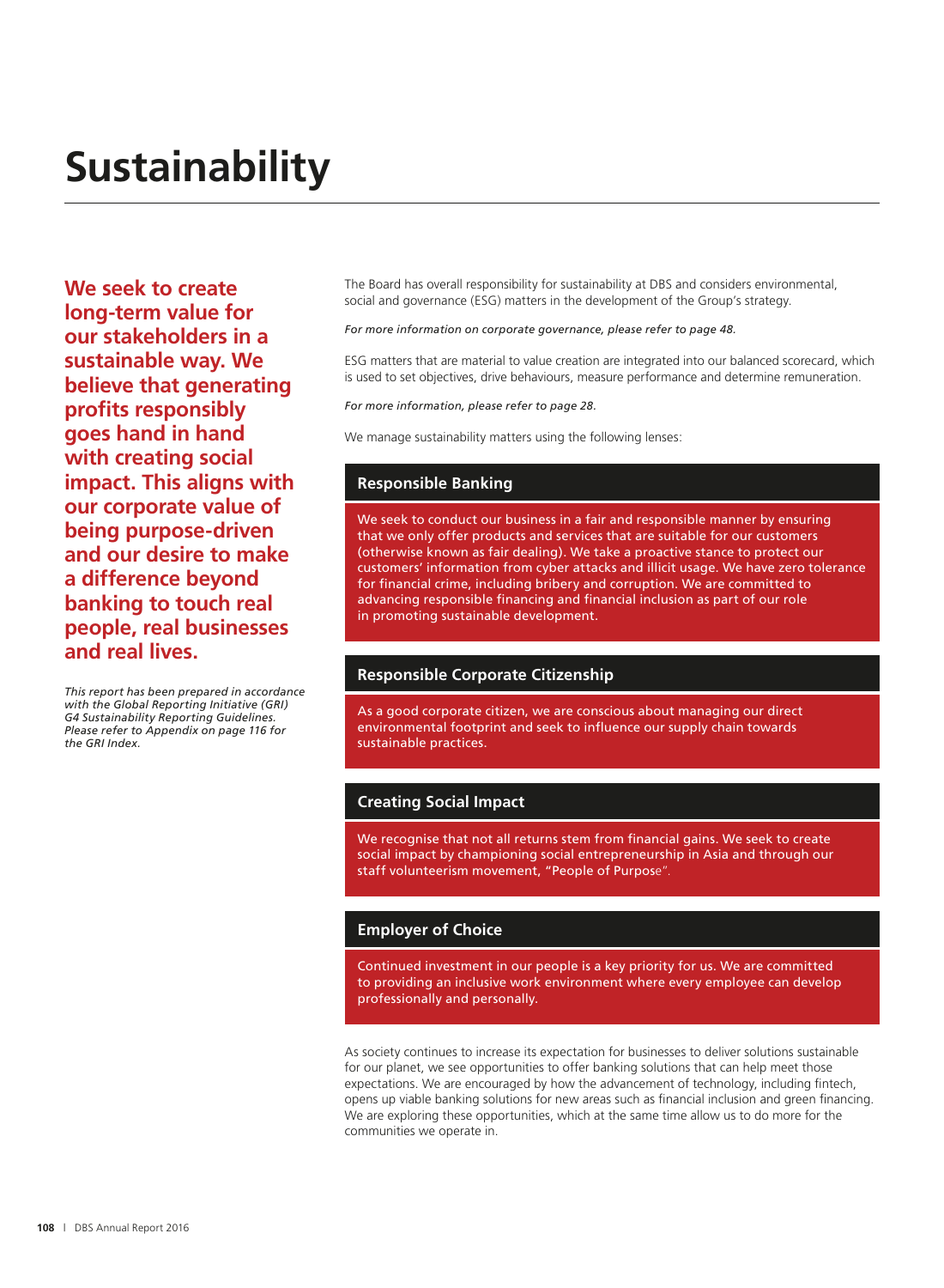# Sustainability

**We seek to create long-term value for our stakeholders in a sustainable way. We believe that generating profits responsibly goes hand in hand with creating social impact. This aligns with our corporate value of being purpose-driven and our desire to make a difference beyond banking to touch real people, real businesses and real lives.**

*This report has been prepared in accordance with the Global Reporting Initiative (GRI) G4 Sustainability Reporting Guidelines. Please refer to Appendix on page 116 for the GRI Index.*

The Board has overall responsibility for sustainability at DBS and considers environmental, social and governance (ESG) matters in the development of the Group's strategy.

*For more information on corporate governance, please refer to page 48.*

ESG matters that are material to value creation are integrated into our balanced scorecard, which is used to set objectives, drive behaviours, measure performance and determine remuneration.

*For more information, please refer to page 28.*

We manage sustainability matters using the following lenses:

### Responsible Banking

We seek to conduct our business in a fair and responsible manner by ensuring that we only offer products and services that are suitable for our customers (otherwise known as fair dealing). We take a proactive stance to protect our customers' information from cyber attacks and illicit usage. We have zero tolerance for financial crime, including bribery and corruption. We are committed to advancing responsible financing and financial inclusion as part of our role in promoting sustainable development.

### Responsible Corporate Citizenship

As a good corporate citizen, we are conscious about managing our direct environmental footprint and seek to influence our supply chain towards sustainable practices.

### Creating Social Impact

We recognise that not all returns stem from financial gains. We seek to create social impact by championing social entrepreneurship in Asia and through our staff volunteerism movement, "People of Purpose".

### Employer of Choice

Continued investment in our people is a key priority for us. We are committed to providing an inclusive work environment where every employee can develop professionally and personally.

As society continues to increase its expectation for businesses to deliver solutions sustainable for our planet, we see opportunities to offer banking solutions that can help meet those expectations. We are encouraged by how the advancement of technology, including fintech, opens up viable banking solutions for new areas such as financial inclusion and green financing. We are exploring these opportunities, which at the same time allow us to do more for the communities we operate in.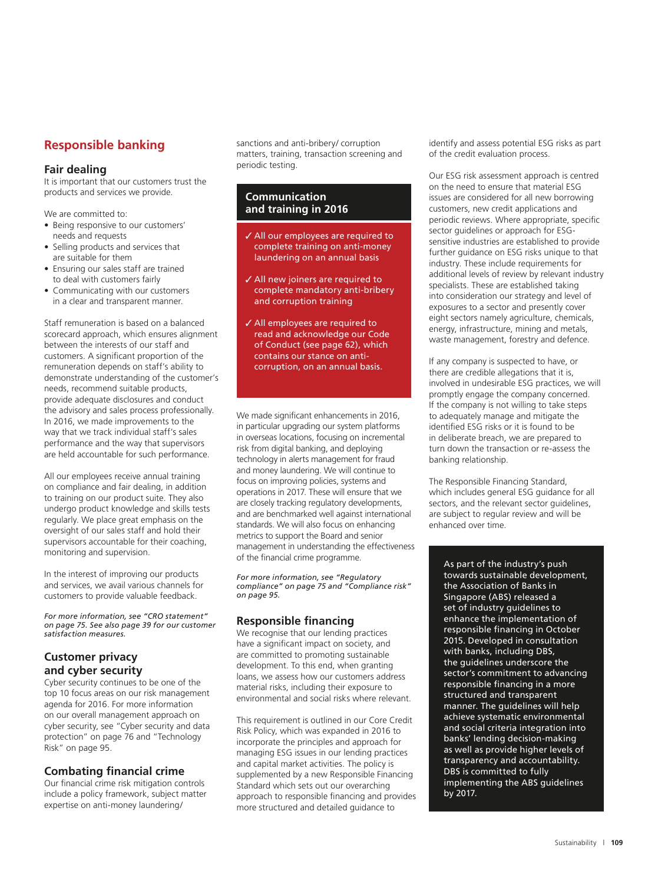## Responsible banking

### Fair dealing

It is important that our customers trust the products and services we provide.

We are committed to:

- Being responsive to our customers' needs and requests
- Selling products and services that are suitable for them
- Ensuring our sales staff are trained to deal with customers fairly
- Communicating with our customers in a clear and transparent manner.

Staff remuneration is based on a balanced scorecard approach, which ensures alignment between the interests of our staff and customers. A significant proportion of the remuneration depends on staff's ability to demonstrate understanding of the customer's needs, recommend suitable products, provide adequate disclosures and conduct the advisory and sales process professionally. In 2016, we made improvements to the way that we track individual staff's sales performance and the way that supervisors are held accountable for such performance.

All our employees receive annual training on compliance and fair dealing, in addition to training on our product suite. They also undergo product knowledge and skills tests regularly. We place great emphasis on the oversight of our sales staff and hold their supervisors accountable for their coaching, monitoring and supervision.

In the interest of improving our products and services, we avail various channels for customers to provide valuable feedback.

*For more information, see "CRO statement" on page 75. See also page 39 for our customer satisfaction measures.*

### Customer privacy and cyber security

Cyber security continues to be one of the top 10 focus areas on our risk management agenda for 2016. For more information on our overall management approach on cyber security, see "Cyber security and data protection" on page 76 and "Technology Risk" on page 95.

### Combating financial crime

Our financial crime risk mitigation controls include a policy framework, subject matter expertise on anti-money laundering/ sanctions and anti-bribery/ corruption matters, training, transaction screening and periodic testing.

**Communication and training in 2016**

- ✓ All our employees are required to complete training on anti-money laundering on an annual basis
- ✓ All new joiners are required to complete mandatory anti-bribery and corruption training
- ✓ All employees are required to read and acknowledge our Code of Conduct (see page 62), which contains our stance on anti-corruption, on an annual basis.

We made significant enhancements in 2016, in particular upgrading our system platforms in overseas locations, focusing on incremental risk from digital banking, and deploying technology in alerts management for fraud and money laundering. We will continue to focus on improving policies, systems and operations in 2017. These will ensure that we are closely tracking regulatory developments, and are benchmarked well against international standards. We will also focus on enhancing metrics to support the Board and senior management in understanding the effectiveness of the financial crime programme.

*For more information, see "Regulatory compliance" on page 75 and "Compliance risk" on page 95.*

### Responsible financing

We recognise that our lending practices have a significant impact on society, and are committed to promoting sustainable development. To this end, when granting loans, we assess how our customers address material risks, including their exposure to environmental and social risks where relevant.

This requirement is outlined in our Core Credit Risk Policy, which was expanded in 2016 to incorporate the principles and approach for managing ESG issues in our lending practices and capital market activities. The policy is supplemented by a new Responsible Financing Standard which sets out our overarching approach to responsible financing and provides more structured and detailed guidance to identify and assess potential ESG risks as part of the credit evaluation process.

Our ESG risk assessment approach is centred on the need to ensure that material ESG issues are considered for all new borrowing customers, new credit applications and periodic reviews. Where appropriate, specific sector guidelines or approach for ESG-sensitive industries are established to provide further guidance on ESG risks unique to that industry. These include requirements for additional levels of review by relevant industry specialists. These are established taking into consideration our strategy and level of exposures to a sector and presently cover eight sectors namely agriculture, chemicals, energy, infrastructure, mining and metals, waste management, forestry and defence.

If any company is suspected to have, or there are credible allegations that it is, involved in undesirable ESG practices, we will promptly engage the company concerned. If the company is not willing to take steps to adequately manage and mitigate the identified ESG risks or it is found to be in deliberate breach, we are prepared to turn down the transaction or re-assess the banking relationship.

The Responsible Financing Standard, which includes general ESG guidance for all sectors, and the relevant sector guidelines, are subject to regular review and will be enhanced over time.

**As part of the industry's push towards sustainable development, the Association of Banks in Singapore (ABS) released a set of industry guidelines to enhance the implementation of responsible financing in October 2015. Developed in consultation with banks, including DBS, the guidelines underscore the sector's commitment to advancing responsible financing in a more structured and transparent manner. The guidelines will help achieve systematic environmental and social criteria integration into banks' lending decision-making as well as provide higher levels of transparency and accountability. DBS is committed to fully implementing the ABS guidelines by 2017.**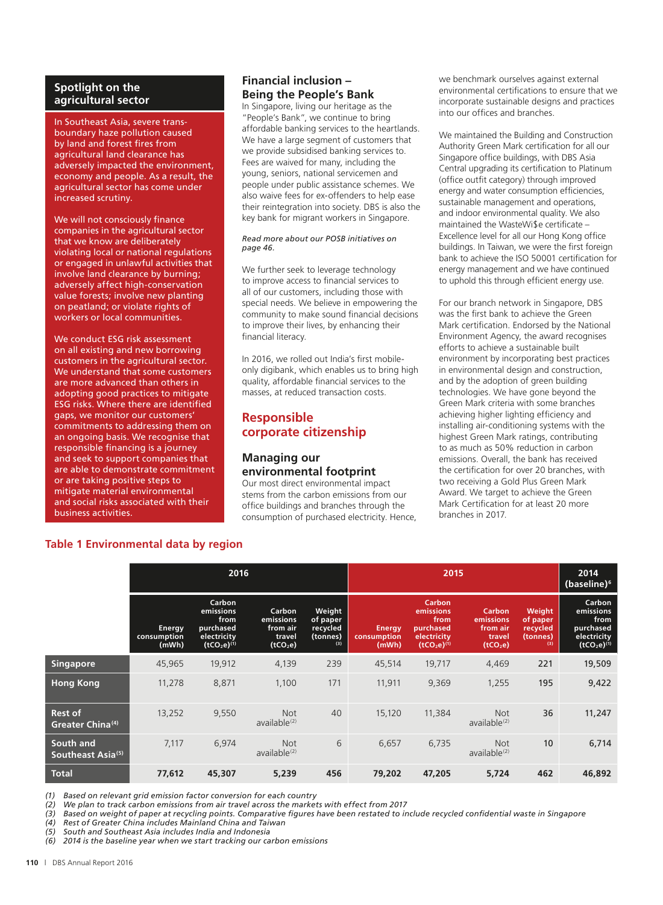## Spotlight on the agricultural sector

In Southeast Asia, severe trans-boundary haze pollution caused by land and forest fires from agricultural land clearance has adversely impacted the environment, economy and people. As a result, the agricultural sector has come under increased scrutiny.

We will not consciously finance companies in the agricultural sector that we know are deliberately violating local or national regulations or engaged in unlawful activities that involve land clearance by burning; adversely affect high-conservation value forests; involve new planting on peatland; or violate rights of workers or local communities.

We conduct ESG risk assessment on all existing and new borrowing customers in the agricultural sector. We understand that some customers are more advanced than others in adopting good practices to mitigate ESG risks. Where there are identified gaps, we monitor our customers' commitments to addressing them on an ongoing basis. We recognise that responsible financing is a journey and seek to support companies that are able to demonstrate commitment or are taking positive steps to mitigate material environmental and social risks associated with their business activities.

### Financial inclusion – Being the People's Bank

In Singapore, living our heritage as the "People's Bank", we continue to bring affordable banking services to the heartlands. We have a large segment of customers that we provide subsidised banking services to. Fees are waived for many, including the young, seniors, national servicemen and people under public assistance schemes. We also waive fees for ex-offenders to help ease their reintegration into society. DBS is also the key bank for migrant workers in Singapore.

*Read more about our POSB initiatives on page 46.*

We further seek to leverage technology to improve access to financial services to all of our customers, including those with special needs. We believe in empowering the community to make sound financial decisions to improve their lives, by enhancing their financial literacy.

In 2016, we rolled out India's first mobile-only digibank, which enables us to bring high quality, affordable financial services to the masses, at reduced transaction costs.

## Responsible corporate citizenship

### Managing our environmental footprint

Our most direct environmental impact stems from the carbon emissions from our office buildings and branches through the consumption of purchased electricity. Hence, we benchmark ourselves against external environmental certifications to ensure that we incorporate sustainable designs and practices into our offices and branches.

We maintained the Building and Construction Authority Green Mark certification for all our Singapore office buildings, with DBS Asia Central upgrading its certification to Platinum (office outfit category) through improved energy and water consumption efficiencies, sustainable management and operations, and indoor environmental quality. We also maintained the WasteWi$e certificate – Excellence level for all our Hong Kong office buildings. In Taiwan, we were the first foreign bank to achieve the ISO 50001 certification for energy management and we have continued to uphold this through efficient energy use.

For our branch network in Singapore, DBS was the first bank to achieve the Green Mark certification. Endorsed by the National Environment Agency, the award recognises efforts to achieve a sustainable built environment by incorporating best practices in environmental design and construction, and by the adoption of green building technologies. We have gone beyond the Green Mark criteria with some branches achieving higher lighting efficiency and installing air-conditioning systems with the highest Green Mark ratings, contributing to as much as 50% reduction in carbon emissions. Overall, the bank has received the certification for over 20 branches, with two receiving a Gold Plus Green Mark Award. We target to achieve the Green Mark Certification for at least 20 more branches in 2017.

### Table 1 Environmental data by region

| | 2016 | | | | 2015 | | | | 2014 (baseline)[6] |
|---|---|---|---|---|---|---|---|---|---|
| | Energy consumption (mWh) | Carbon emissions from purchased electricity ($tCO_2e$)[1] | Carbon emissions from air travel ($tCO_2e$) | Weight of paper recycled (tonnes)[3] | Energy consumption (mWh) | Carbon emissions from purchased electricity ($tCO_2e$)[1] | Carbon emissions from air travel ($tCO_2e$) | Weight of paper recycled (tonnes)[3] | Carbon emissions from purchased electricity ($tCO_2e$)[1] |
| **Singapore** | 45,965 | 19,912 | 4,139 | 239 | 45,514 | 19,717 | 4,469 | 221 | 19,509 |
| **Hong Kong** | 11,278 | 8,871 | 1,100 | 171 | 11,911 | 9,369 | 1,255 | 195 | 9,422 |
| **Rest of Greater China[4]** | 13,252 | 9,550 | Not available[2] | 40 | 15,120 | 11,384 | Not available[2] | 36 | 11,247 |
| **South and Southeast Asia[5]** | 7,117 | 6,974 | Not available[2] | 6 | 6,657 | 6,735 | Not available[2] | 10 | 6,714 |
| **Total** | **77,612** | **45,307** | **5,239** | **456** | **79,202** | **47,205** | **5,724** | **462** | **46,892** |

*(1) Based on relevant grid emission factor conversion for each country*
*(2) We plan to track carbon emissions from air travel across the markets with effect from 2017*
*(3) Based on weight of paper at recycling points. Comparative figures have been restated to include recycled confidential waste in Singapore*
*(4) Rest of Greater China includes Mainland China and Taiwan*
*(5) South and Southeast Asia includes India and Indonesia*
*(6) 2014 is the baseline year when we start tracking our carbon emissions*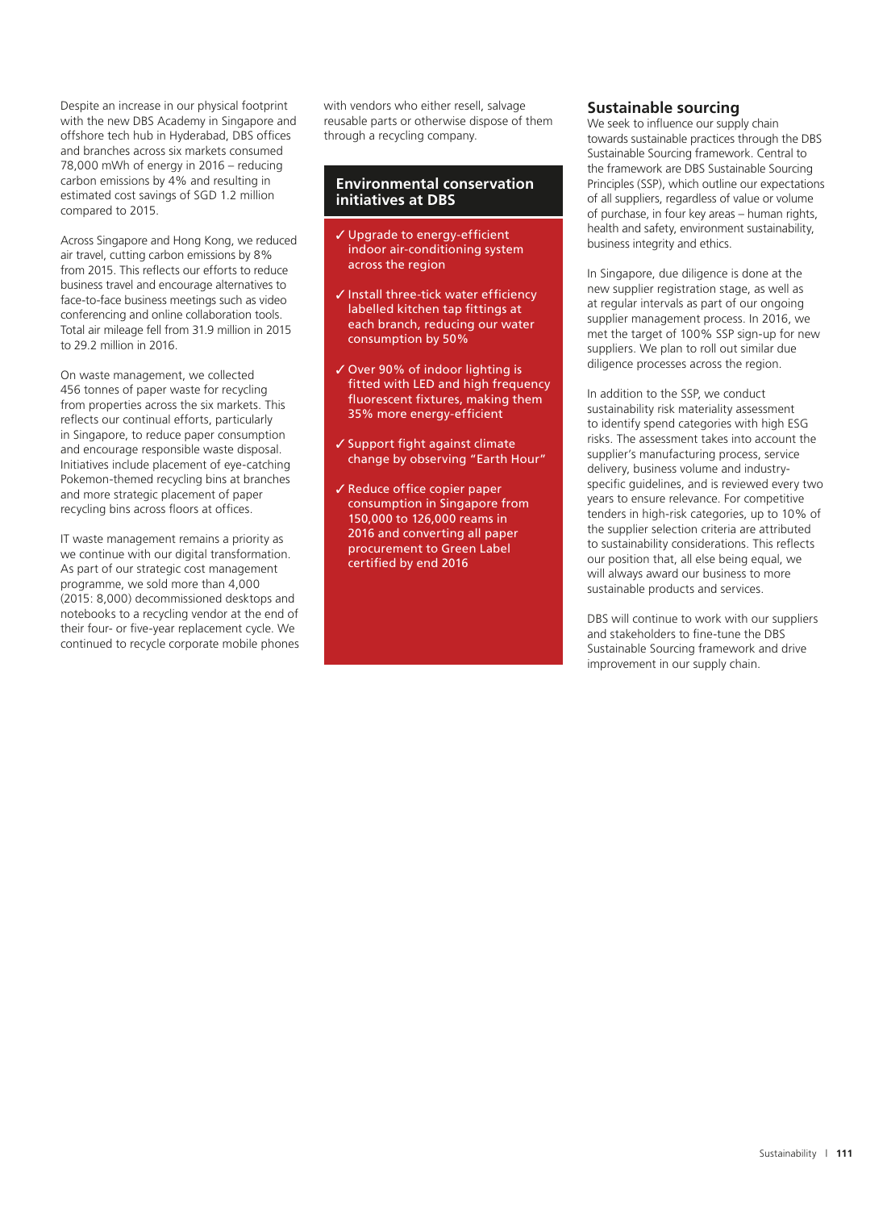Despite an increase in our physical footprint with the new DBS Academy in Singapore and offshore tech hub in Hyderabad, DBS offices and branches across six markets consumed 78,000 mWh of energy in 2016 – reducing carbon emissions by 4% and resulting in estimated cost savings of SGD 1.2 million compared to 2015.

Across Singapore and Hong Kong, we reduced air travel, cutting carbon emissions by 8% from 2015. This reflects our efforts to reduce business travel and encourage alternatives to face-to-face business meetings such as video conferencing and online collaboration tools. Total air mileage fell from 31.9 million in 2015 to 29.2 million in 2016.

On waste management, we collected 456 tonnes of paper waste for recycling from properties across the six markets. This reflects our continual efforts, particularly in Singapore, to reduce paper consumption and encourage responsible waste disposal. Initiatives include placement of eye-catching Pokemon-themed recycling bins at branches and more strategic placement of paper recycling bins across floors at offices.

IT waste management remains a priority as we continue with our digital transformation. As part of our strategic cost management programme, we sold more than 4,000 (2015: 8,000) decommissioned desktops and notebooks to a recycling vendor at the end of their four- or five-year replacement cycle. We continued to recycle corporate mobile phones with vendors who either resell, salvage reusable parts or otherwise dispose of them through a recycling company.

### Environmental conservation initiatives at DBS

- ✓ Upgrade to energy-efficient indoor air-conditioning system across the region
- ✓ Install three-tick water efficiency labelled kitchen tap fittings at each branch, reducing our water consumption by 50%
- ✓ Over 90% of indoor lighting is fitted with LED and high frequency fluorescent fixtures, making them 35% more energy-efficient
- ✓ Support fight against climate change by observing "Earth Hour"
- ✓ Reduce office copier paper consumption in Singapore from 150,000 to 126,000 reams in 2016 and converting all paper procurement to Green Label certified by end 2016

## Sustainable sourcing

We seek to influence our supply chain towards sustainable practices through the DBS Sustainable Sourcing framework. Central to the framework are DBS Sustainable Sourcing Principles (SSP), which outline our expectations of all suppliers, regardless of value or volume of purchase, in four key areas – human rights, health and safety, environment sustainability, business integrity and ethics.

In Singapore, due diligence is done at the new supplier registration stage, as well as at regular intervals as part of our ongoing supplier management process. In 2016, we met the target of 100% SSP sign-up for new suppliers. We plan to roll out similar due diligence processes across the region.

In addition to the SSP, we conduct sustainability risk materiality assessment to identify spend categories with high ESG risks. The assessment takes into account the supplier's manufacturing process, service delivery, business volume and industry-specific guidelines, and is reviewed every two years to ensure relevance. For competitive tenders in high-risk categories, up to 10% of the supplier selection criteria are attributed to sustainability considerations. This reflects our position that, all else being equal, we will always award our business to more sustainable products and services.

DBS will continue to work with our suppliers and stakeholders to fine-tune the DBS Sustainable Sourcing framework and drive improvement in our supply chain.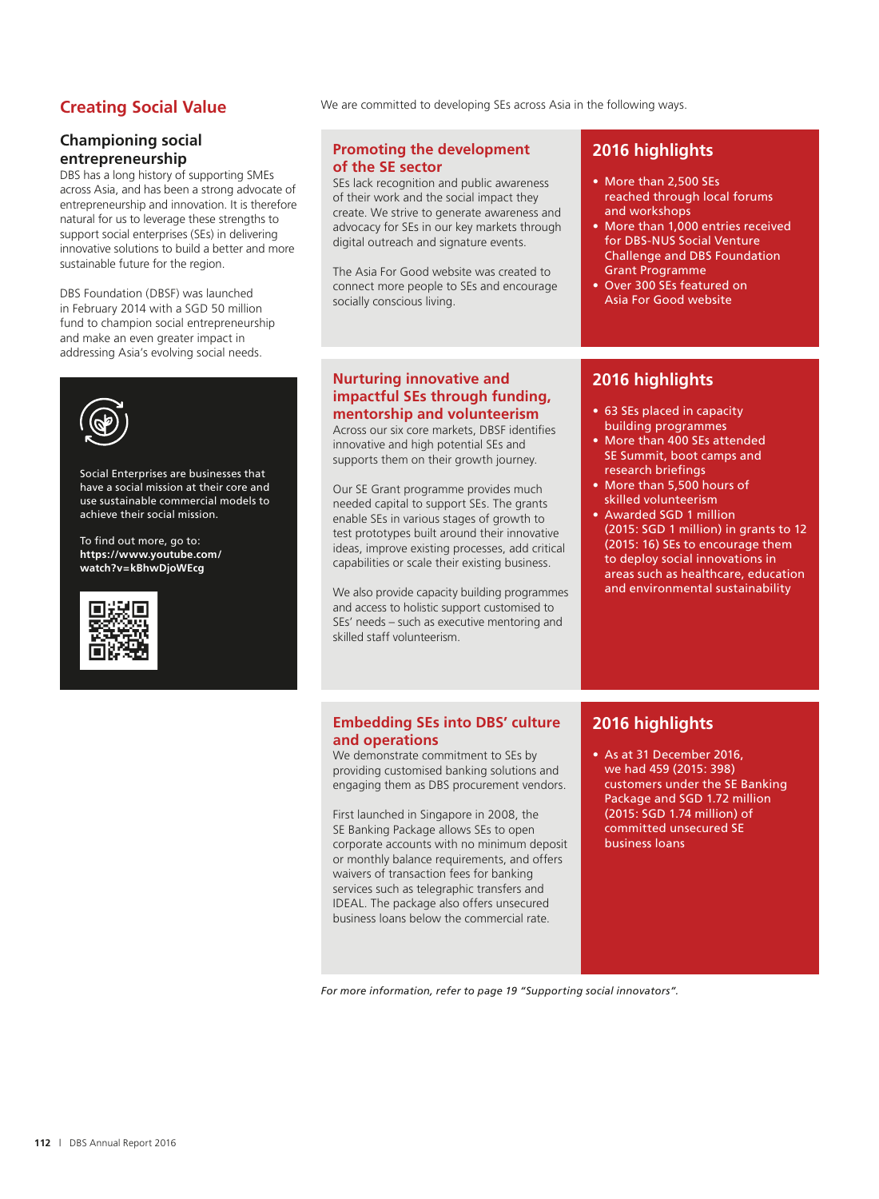## Creating Social Value

### Championing social entrepreneurship

DBS has a long history of supporting SMEs across Asia, and has been a strong advocate of entrepreneurship and innovation. It is therefore natural for us to leverage these strengths to support social enterprises (SEs) in delivering innovative solutions to build a better and more sustainable future for the region.

DBS Foundation (DBSF) was launched in February 2014 with a SGD 50 million fund to champion social entrepreneurship and make an even greater impact in addressing Asia's evolving social needs.

Social Enterprises are businesses that have a social mission at their core and use sustainable commercial models to achieve their social mission.

To find out more, go to:
**https://www.youtube.com/watch?v=kBhwDjoWEcg**

We are committed to developing SEs across Asia in the following ways.

### Promoting the development of the SE sector

SEs lack recognition and public awareness of their work and the social impact they create. We strive to generate awareness and advocacy for SEs in our key markets through digital outreach and signature events.

The Asia For Good website was created to connect more people to SEs and encourage socially conscious living.

#### 2016 highlights

- More than 2,500 SEs reached through local forums and workshops
- More than 1,000 entries received for DBS-NUS Social Venture Challenge and DBS Foundation Grant Programme
- Over 300 SEs featured on Asia For Good website

### Nurturing innovative and impactful SEs through funding, mentorship and volunteerism

Across our six core markets, DBSF identifies innovative and high potential SEs and supports them on their growth journey.

Our SE Grant programme provides much needed capital to support SEs. The grants enable SEs in various stages of growth to test prototypes built around their innovative ideas, improve existing processes, add critical capabilities or scale their existing business.

We also provide capacity building programmes and access to holistic support customised to SEs' needs – such as executive mentoring and skilled staff volunteerism.

#### 2016 highlights

- 63 SEs placed in capacity building programmes
- More than 400 SEs attended SE Summit, boot camps and research briefings
- More than 5,500 hours of skilled volunteerism
- Awarded SGD 1 million (2015: SGD 1 million) in grants to 12 (2015: 16) SEs to encourage them to deploy social innovations in areas such as healthcare, education and environmental sustainability

### Embedding SEs into DBS' culture and operations

We demonstrate commitment to SEs by providing customised banking solutions and engaging them as DBS procurement vendors.

First launched in Singapore in 2008, the SE Banking Package allows SEs to open corporate accounts with no minimum deposit or monthly balance requirements, and offers waivers of transaction fees for banking services such as telegraphic transfers and IDEAL. The package also offers unsecured business loans below the commercial rate.

#### 2016 highlights

- As at 31 December 2016, we had 459 (2015: 398) customers under the SE Banking Package and SGD 1.72 million (2015: SGD 1.74 million) of committed unsecured SE business loans

*For more information, refer to page 19 "Supporting social innovators".*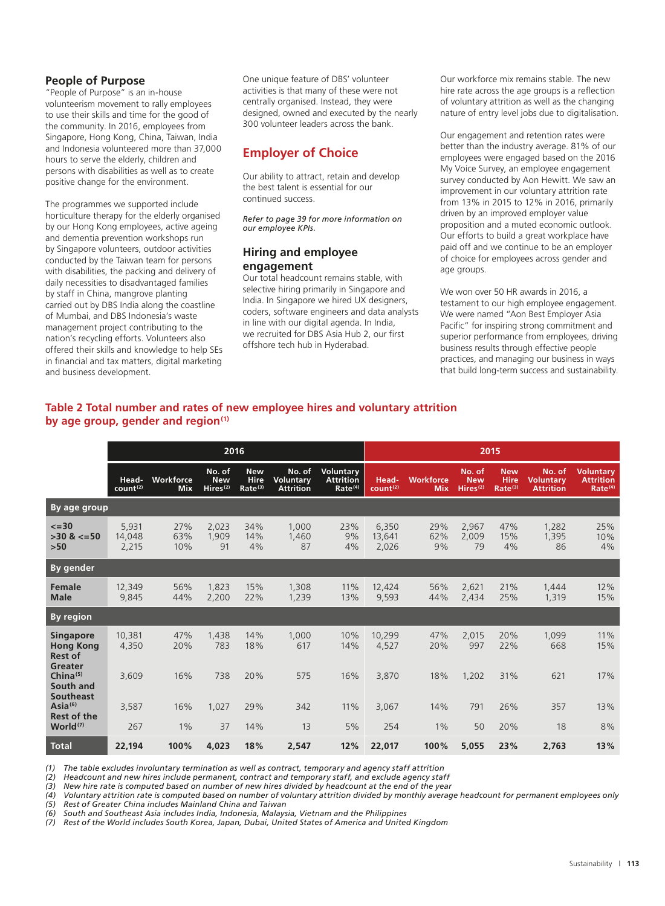## People of Purpose

"People of Purpose" is an in-house volunteerism movement to rally employees to use their skills and time for the good of the community. In 2016, employees from Singapore, Hong Kong, China, Taiwan, India and Indonesia volunteered more than 37,000 hours to serve the elderly, children and persons with disabilities as well as to create positive change for the environment.

The programmes we supported include horticulture therapy for the elderly organised by our Hong Kong employees, active ageing and dementia prevention workshops run by Singapore volunteers, outdoor activities conducted by the Taiwan team for persons with disabilities, the packing and delivery of daily necessities to disadvantaged families by staff in China, mangrove planting carried out by DBS India along the coastline of Mumbai, and DBS Indonesia's waste management project contributing to the nation's recycling efforts. Volunteers also offered their skills and knowledge to help SEs in financial and tax matters, digital marketing and business development.

One unique feature of DBS' volunteer activities is that many of these were not centrally organised. Instead, they were designed, owned and executed by the nearly 300 volunteer leaders across the bank.

## Employer of Choice

Our ability to attract, retain and develop the best talent is essential for our continued success.

*Refer to page 39 for more information on our employee KPIs.*

### Hiring and employee engagement

Our total headcount remains stable, with selective hiring primarily in Singapore and India. In Singapore we hired UX designers, coders, software engineers and data analysts in line with our digital agenda. In India, we recruited for DBS Asia Hub 2, our first offshore tech hub in Hyderabad.

Our workforce mix remains stable. The new hire rate across the age groups is a reflection of voluntary attrition as well as the changing nature of entry level jobs due to digitalisation.

Our engagement and retention rates were better than the industry average. 81% of our employees were engaged based on the 2016 My Voice Survey, an employee engagement survey conducted by Aon Hewitt. We saw an improvement in our voluntary attrition rate from 13% in 2015 to 12% in 2016, primarily driven by an improved employer value proposition and a muted economic outlook. Our efforts to build a great workplace have paid off and we continue to be an employer of choice for employees across gender and age groups.

We won over 50 HR awards in 2016, a testament to our high employee engagement. We were named "Aon Best Employer Asia Pacific" for inspiring strong commitment and superior performance from employees, driving business results through effective people practices, and managing our business in ways that build long-term success and sustainability.

### Table 2 Total number and rates of new employee hires and voluntary attrition by age group, gender and region[1]

| | 2016 | | | | | | 2015 | | | | | |
|---|---|---|---|---|---|---|---|---|---|---|---|---|
| | Head-count[2] | Workforce Mix | No. of New Hires[2] | New Hire Rate[3] | No. of Voluntary Attrition | Voluntary Attrition Rate[4] | Head-count[2] | Workforce Mix | No. of New Hires[2] | New Hire Rate[3] | No. of Voluntary Attrition | Voluntary Attrition Rate[4] |
| **By age group** | | | | | | | | | | | | |
| <=30 | 5,931 | 27% | 2,023 | 34% | 1,000 | 23% | 6,350 | 29% | 2,967 | 47% | 1,282 | 25% |
| >30 & <=50 | 14,048 | 63% | 1,909 | 14% | 1,460 | 9% | 13,641 | 62% | 2,009 | 15% | 1,395 | 10% |
| >50 | 2,215 | 10% | 91 | 4% | 87 | 4% | 2,026 | 9% | 79 | 4% | 86 | 4% |
| **By gender** | | | | | | | | | | | | |
| Female | 12,349 | 56% | 1,823 | 15% | 1,308 | 11% | 12,424 | 56% | 2,621 | 21% | 1,444 | 12% |
| Male | 9,845 | 44% | 2,200 | 22% | 1,239 | 13% | 9,593 | 44% | 2,434 | 25% | 1,319 | 15% |
| **By region** | | | | | | | | | | | | |
| Singapore | 10,381 | 47% | 1,438 | 14% | 1,000 | 10% | 10,299 | 47% | 2,015 | 20% | 1,099 | 11% |
| Hong Kong | 4,350 | 20% | 783 | 18% | 617 | 14% | 4,527 | 20% | 997 | 22% | 668 | 15% |
| Rest of Greater China[5] | 3,609 | 16% | 738 | 20% | 575 | 16% | 3,870 | 18% | 1,202 | 31% | 621 | 17% |
| South and Southeast Asia[6] | 3,587 | 16% | 1,027 | 29% | 342 | 11% | 3,067 | 14% | 791 | 26% | 357 | 13% |
| Rest of the World[7] | 267 | 1% | 37 | 14% | 13 | 5% | 254 | 1% | 50 | 20% | 18 | 8% |
| **Total** | **22,194** | **100%** | **4,023** | **18%** | **2,547** | **12%** | **22,017** | **100%** | **5,055** | **23%** | **2,763** | **13%** |

*(1) The table excludes involuntary termination as well as contract, temporary and agency staff attrition*
*(2) Headcount and new hires include permanent, contract and temporary staff, and exclude agency staff*
*(3) New hire rate is computed based on number of new hires divided by headcount at the end of the year*
*(4) Voluntary attrition rate is computed based on number of voluntary attrition divided by monthly average headcount for permanent employees only*
*(5) Rest of Greater China includes Mainland China and Taiwan*
*(6) South and Southeast Asia includes India, Indonesia, Malaysia, Vietnam and the Philippines*
*(7) Rest of the World includes South Korea, Japan, Dubai, United States of America and United Kingdom*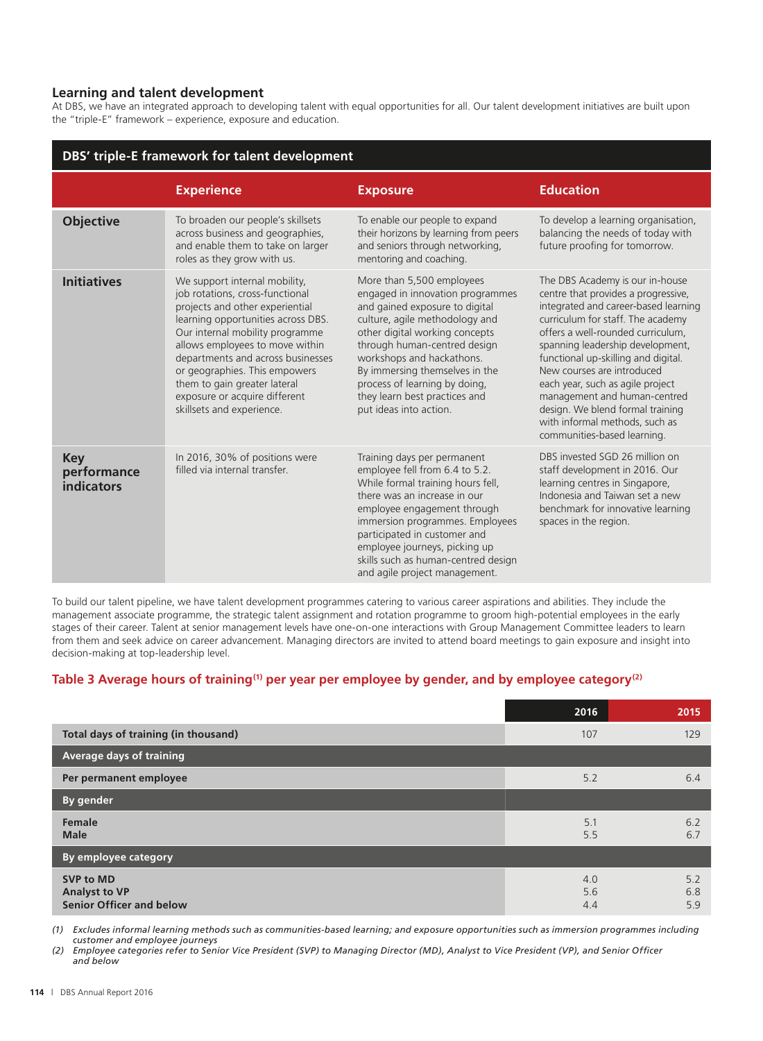## Learning and talent development

At DBS, we have an integrated approach to developing talent with equal opportunities for all. Our talent development initiatives are built upon the "triple-E" framework – experience, exposure and education.

**DBS' triple-E framework for talent development**

| | Experience | Exposure | Education |
|---|---|---|---|
| **Objective** | To broaden our people's skillsets across business and geographies, and enable them to take on larger roles as they grow with us. | To enable our people to expand their horizons by learning from peers and seniors through networking, mentoring and coaching. | To develop a learning organisation, balancing the needs of today with future proofing for tomorrow. |
| **Initiatives** | We support internal mobility, job rotations, cross-functional projects and other experiential learning opportunities across DBS. Our internal mobility programme allows employees to move within departments and across businesses or geographies. This empowers them to gain greater lateral exposure or acquire different skillsets and experience. | More than 5,500 employees engaged in innovation programmes and gained exposure to digital culture, agile methodology and other digital working concepts through human-centred design workshops and hackathons. By immersing themselves in the process of learning by doing, they learn best practices and put ideas into action. | The DBS Academy is our in-house centre that provides a progressive, integrated and career-based learning curriculum for staff. The academy offers a well-rounded curriculum, spanning leadership development, functional up-skilling and digital. New courses are introduced each year, such as agile project management and human-centred design. We blend formal training with informal methods, such as communities-based learning. |
| **Key performance indicators** | In 2016, 30% of positions were filled via internal transfer. | Training days per permanent employee fell from 6.4 to 5.2. While formal training hours fell, there was an increase in our employee engagement through immersion programmes. Employees participated in customer and employee journeys, picking up skills such as human-centred design and agile project management. | DBS invested SGD 26 million on staff development in 2016. Our learning centres in Singapore, Indonesia and Taiwan set a new benchmark for innovative learning spaces in the region. |

To build our talent pipeline, we have talent development programmes catering to various career aspirations and abilities. They include the management associate programme, the strategic talent assignment and rotation programme to groom high-potential employees in the early stages of their career. Talent at senior management levels have one-on-one interactions with Group Management Committee leaders to learn from them and seek advice on career advancement. Managing directors are invited to attend board meetings to gain exposure and insight into decision-making at top-leadership level.

### Table 3 Average hours of training[(1)] per year per employee by gender, and by employee category[(2)]

| | 2016 | 2015 |
|---|---|---|
| **Total days of training (in thousand)** | 107 | 129 |
| **Average days of training** | | |
| **Per permanent employee** | 5.2 | 6.4 |
| **By gender** | | |
| **Female** | 5.1 | 6.2 |
| **Male** | 5.5 | 6.7 |
| **By employee category** | | |
| **SVP to MD** | 4.0 | 5.2 |
| **Analyst to VP** | 5.6 | 6.8 |
| **Senior Officer and below** | 4.4 | 5.9 |

*(1) Excludes informal learning methods such as communities-based learning; and exposure opportunities such as immersion programmes including customer and employee journeys*

*(2) Employee categories refer to Senior Vice President (SVP) to Managing Director (MD), Analyst to Vice President (VP), and Senior Officer and below*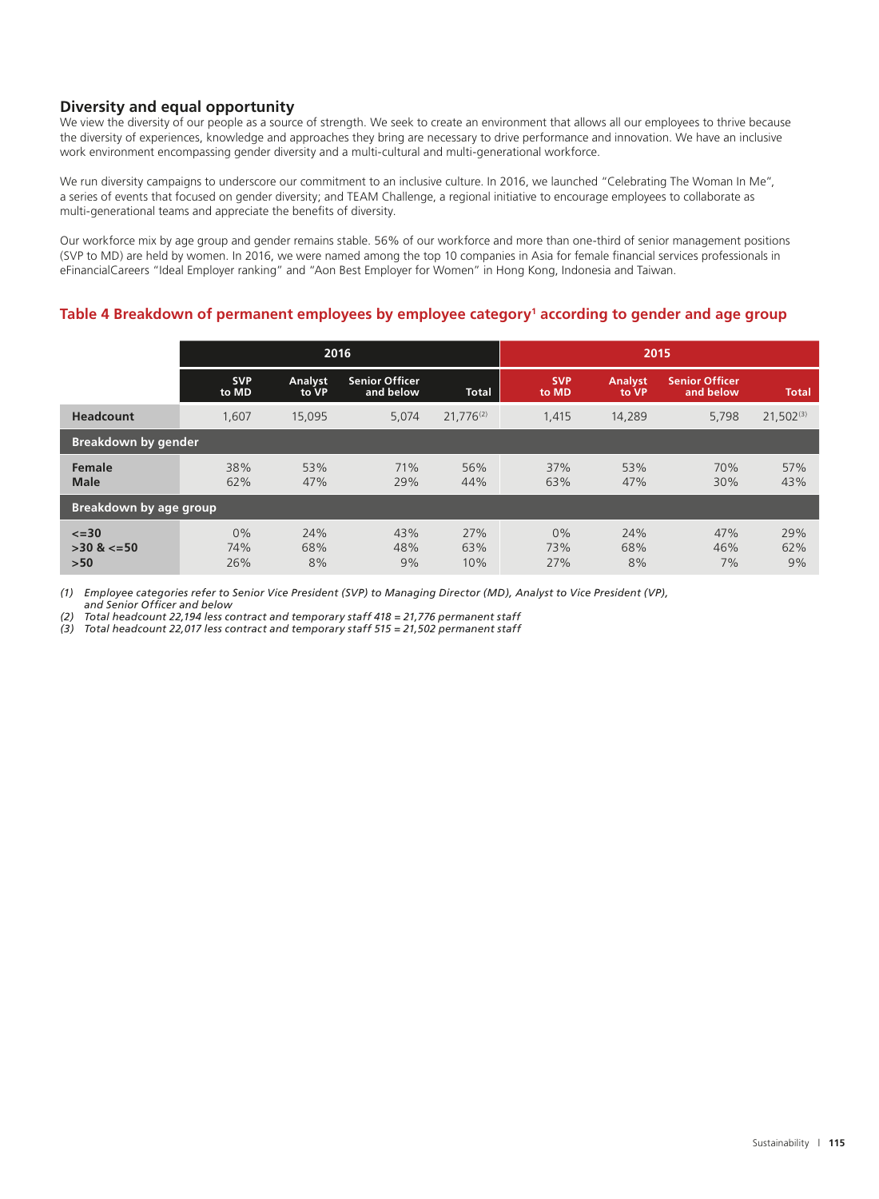## Diversity and equal opportunity

We view the diversity of our people as a source of strength. We seek to create an environment that allows all our employees to thrive because the diversity of experiences, knowledge and approaches they bring are necessary to drive performance and innovation. We have an inclusive work environment encompassing gender diversity and a multi-cultural and multi-generational workforce.

We run diversity campaigns to underscore our commitment to an inclusive culture. In 2016, we launched "Celebrating The Woman In Me", a series of events that focused on gender diversity; and TEAM Challenge, a regional initiative to encourage employees to collaborate as multi-generational teams and appreciate the benefits of diversity.

Our workforce mix by age group and gender remains stable. 56% of our workforce and more than one-third of senior management positions (SVP to MD) are held by women. In 2016, we were named among the top 10 companies in Asia for female financial services professionals in eFinancialCareers "Ideal Employer ranking" and "Aon Best Employer for Women" in Hong Kong, Indonesia and Taiwan.

### Table 4 Breakdown of permanent employees by employee category[1] according to gender and age group

| | 2016 | | | | 2015 | | | |
|---|---|---|---|---|---|---|---|---|
| | SVP to MD | Analyst to VP | Senior Officer and below | Total | SVP to MD | Analyst to VP | Senior Officer and below | Total |
| **Headcount** | 1,607 | 15,095 | 5,074 | 21,776[(2)] | 1,415 | 14,289 | 5,798 | 21,502[(3)] |
| **Breakdown by gender** | | | | | | | | |
| **Female** | 38% | 53% | 71% | 56% | 37% | 53% | 70% | 57% |
| **Male** | 62% | 47% | 29% | 44% | 63% | 47% | 30% | 43% |
| **Breakdown by age group** | | | | | | | | |
| **<=30** | 0% | 24% | 43% | 27% | 0% | 24% | 47% | 29% |
| **>30 & <=50** | 74% | 68% | 48% | 63% | 73% | 68% | 46% | 62% |
| **>50** | 26% | 8% | 9% | 10% | 27% | 8% | 7% | 9% |

*(1) Employee categories refer to Senior Vice President (SVP) to Managing Director (MD), Analyst to Vice President (VP), and Senior Officer and below*
*(2) Total headcount 22,194 less contract and temporary staff 418 = 21,776 permanent staff*
*(3) Total headcount 22,017 less contract and temporary staff 515 = 21,502 permanent staff*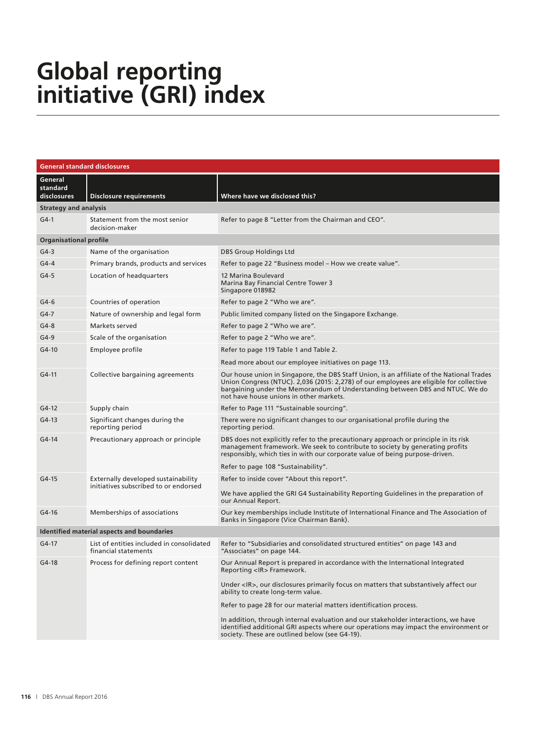# Global reporting initiative (GRI) index

| General standard disclosures | | |
|---|---|---|
| **General standard disclosures** | **Disclosure requirements** | **Where have we disclosed this?** |
| **Strategy and analysis** | | |
| G4-1 | Statement from the most senior decision-maker | Refer to page 8 "Letter from the Chairman and CEO". |
| **Organisational profile** | | |
| G4-3 | Name of the organisation | DBS Group Holdings Ltd |
| G4-4 | Primary brands, products and services | Refer to page 22 "Business model – How we create value". |
| G4-5 | Location of headquarters | 12 Marina Boulevard<br>Marina Bay Financial Centre Tower 3<br>Singapore 018982 |
| G4-6 | Countries of operation | Refer to page 2 "Who we are". |
| G4-7 | Nature of ownership and legal form | Public limited company listed on the Singapore Exchange. |
| G4-8 | Markets served | Refer to page 2 "Who we are". |
| G4-9 | Scale of the organisation | Refer to page 2 "Who we are". |
| G4-10 | Employee profile | Refer to page 119 Table 1 and Table 2.<br><br>Read more about our employee initiatives on page 113. |
| G4-11 | Collective bargaining agreements | Our house union in Singapore, the DBS Staff Union, is an affiliate of the National Trades Union Congress (NTUC). 2,036 (2015: 2,278) of our employees are eligible for collective bargaining under the Memorandum of Understanding between DBS and NTUC. We do not have house unions in other markets. |
| G4-12 | Supply chain | Refer to Page 111 "Sustainable sourcing". |
| G4-13 | Significant changes during the reporting period | There were no significant changes to our organisational profile during the reporting period. |
| G4-14 | Precautionary approach or principle | DBS does not explicitly refer to the precautionary approach or principle in its risk management framework. We seek to contribute to society by generating profits responsibly, which ties in with our corporate value of being purpose-driven.<br><br>Refer to page 108 "Sustainability". |
| G4-15 | Externally developed sustainability initiatives subscribed to or endorsed | Refer to inside cover "About this report".<br><br>We have applied the GRI G4 Sustainability Reporting Guidelines in the preparation of our Annual Report. |
| G4-16 | Memberships of associations | Our key memberships include Institute of International Finance and The Association of Banks in Singapore (Vice Chairman Bank). |
| **Identified material aspects and boundaries** | | |
| G4-17 | List of entities included in consolidated financial statements | Refer to "Subsidiaries and consolidated structured entities" on page 143 and "Associates" on page 144. |
| G4-18 | Process for defining report content | Our Annual Report is prepared in accordance with the International Integrated Reporting <IR> Framework.<br><br>Under <IR>, our disclosures primarily focus on matters that substantively affect our ability to create long-term value.<br><br>Refer to page 28 for our material matters identification process.<br><br>In addition, through internal evaluation and our stakeholder interactions, we have identified additional GRI aspects where our operations may impact the environment or society. These are outlined below (see G4-19). |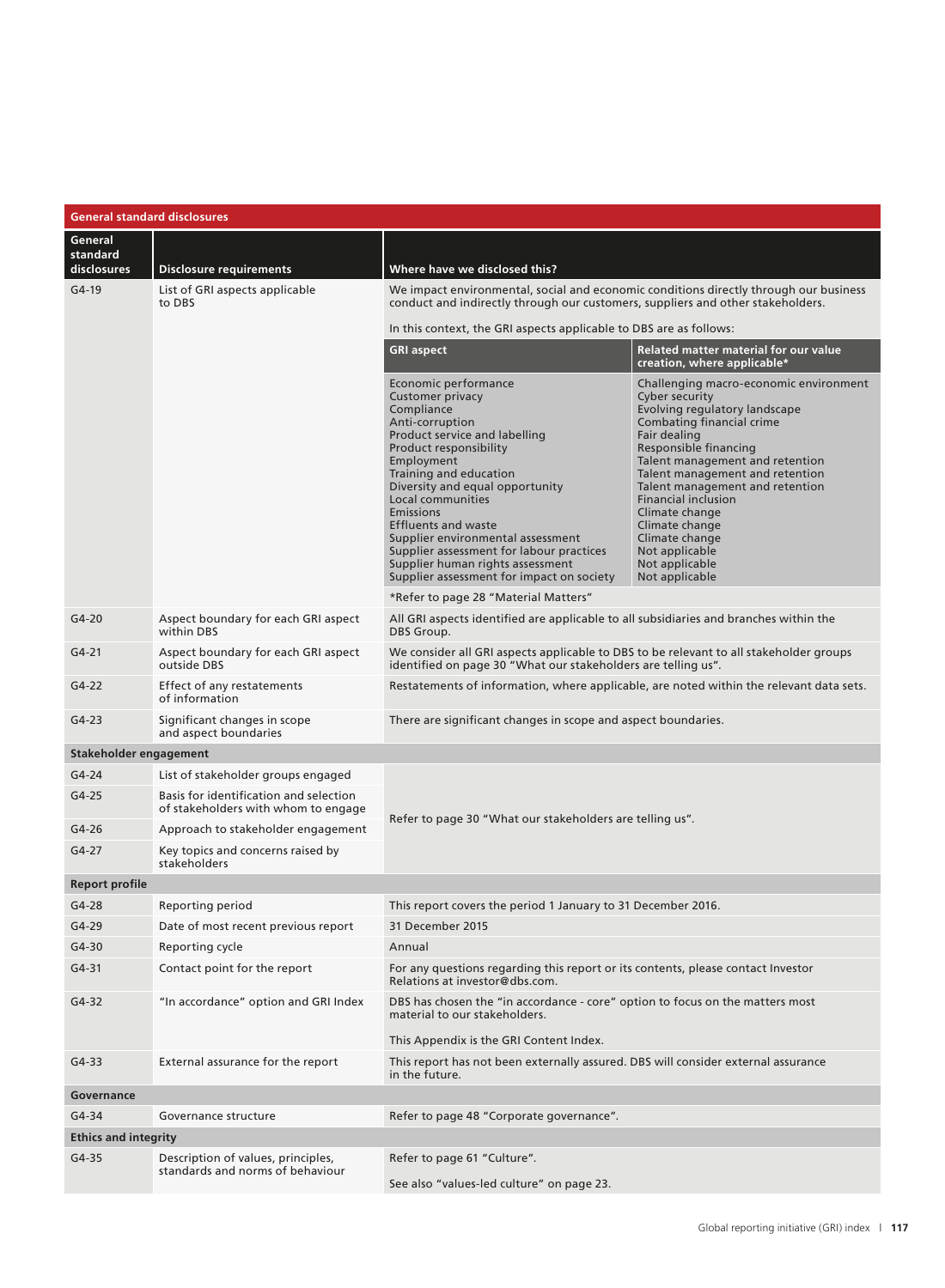## General standard disclosures

| General standard disclosures | Disclosure requirements | Where have we disclosed this? |
|---|---|---|
| G4-19 | List of GRI aspects applicable to DBS | We impact environmental, social and economic conditions directly through our business conduct and indirectly through our customers, suppliers and other stakeholders.<br><br>In this context, the GRI aspects applicable to DBS are as follows: (see table below)<br><br>*Refer to page 28 "Material Matters" |
| G4-20 | Aspect boundary for each GRI aspect within DBS | All GRI aspects identified are applicable to all subsidiaries and branches within the DBS Group. |
| G4-21 | Aspect boundary for each GRI aspect outside DBS | We consider all GRI aspects applicable to DBS to be relevant to all stakeholder groups identified on page 30 "What our stakeholders are telling us". |
| G4-22 | Effect of any restatements of information | Restatements of information, where applicable, are noted within the relevant data sets. |
| G4-23 | Significant changes in scope and aspect boundaries | There are significant changes in scope and aspect boundaries. |
| **Stakeholder engagement** | | |
| G4-24 | List of stakeholder groups engaged | Refer to page 30 "What our stakeholders are telling us". |
| G4-25 | Basis for identification and selection of stakeholders with whom to engage | |
| G4-26 | Approach to stakeholder engagement | |
| G4-27 | Key topics and concerns raised by stakeholders | |
| **Report profile** | | |
| G4-28 | Reporting period | This report covers the period 1 January to 31 December 2016. |
| G4-29 | Date of most recent previous report | 31 December 2015 |
| G4-30 | Reporting cycle | Annual |
| G4-31 | Contact point for the report | For any questions regarding this report or its contents, please contact Investor Relations at investor@dbs.com. |
| G4-32 | "In accordance" option and GRI Index | DBS has chosen the "in accordance - core" option to focus on the matters most material to our stakeholders.<br><br>This Appendix is the GRI Content Index. |
| G4-33 | External assurance for the report | This report has not been externally assured. DBS will consider external assurance in the future. |
| **Governance** | | |
| G4-34 | Governance structure | Refer to page 48 "Corporate governance". |
| **Ethics and integrity** | | |
| G4-35 | Description of values, principles, standards and norms of behaviour | Refer to page 61 "Culture".<br><br>See also "values-led culture" on page 23. |

G4-19 GRI aspects applicable to DBS:

| GRI aspect | Related matter material for our value creation, where applicable* |
|---|---|
| Economic performance | Challenging macro-economic environment |
| Customer privacy | Cyber security |
| Compliance | Evolving regulatory landscape |
| Anti-corruption | Combating financial crime |
| Product service and labelling | Fair dealing |
| Product responsibility | Responsible financing |
| Employment | Talent management and retention |
| Training and education | Talent management and retention |
| Diversity and equal opportunity | Talent management and retention |
| Local communities | Financial inclusion |
| Emissions | Climate change |
| Effluents and waste | Climate change |
| Supplier environmental assessment | Climate change |
| Supplier assessment for labour practices | Not applicable |
| Supplier human rights assessment | Not applicable |
| Supplier assessment for impact on society | Not applicable |

*Refer to page 28 "Material Matters"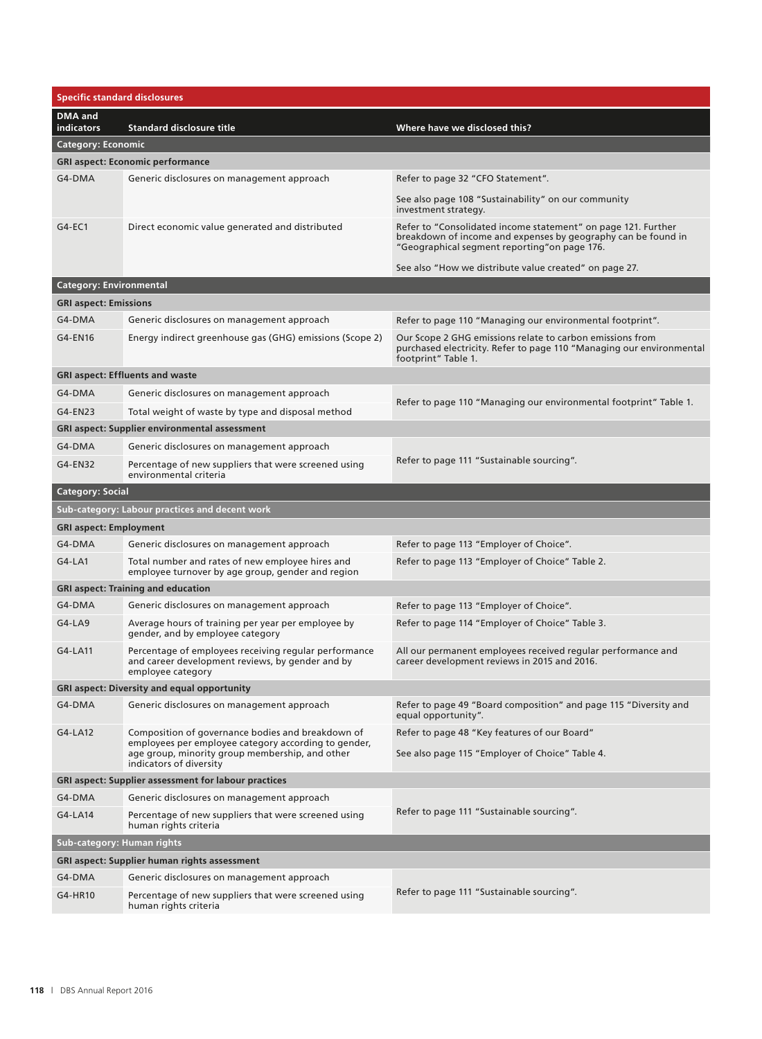| Specific standard disclosures | | |
|---|---|---|
| **DMA and indicators** | **Standard disclosure title** | **Where have we disclosed this?** |
| **Category: Economic** | | |
| **GRI aspect: Economic performance** | | |
| G4-DMA | Generic disclosures on management approach | Refer to page 32 "CFO Statement".<br><br>See also page 108 "Sustainability" on our community investment strategy. |
| G4-EC1 | Direct economic value generated and distributed | Refer to "Consolidated income statement" on page 121. Further breakdown of income and expenses by geography can be found in "Geographical segment reporting"on page 176.<br><br>See also "How we distribute value created" on page 27. |
| **Category: Environmental** | | |
| **GRI aspect: Emissions** | | |
| G4-DMA | Generic disclosures on management approach | Refer to page 110 "Managing our environmental footprint". |
| G4-EN16 | Energy indirect greenhouse gas (GHG) emissions (Scope 2) | Our Scope 2 GHG emissions relate to carbon emissions from purchased electricity. Refer to page 110 "Managing our environmental footprint" Table 1. |
| **GRI aspect: Effluents and waste** | | |
| G4-DMA | Generic disclosures on management approach | Refer to page 110 "Managing our environmental footprint" Table 1. |
| G4-EN23 | Total weight of waste by type and disposal method | |
| **GRI aspect: Supplier environmental assessment** | | |
| G4-DMA | Generic disclosures on management approach | Refer to page 111 "Sustainable sourcing". |
| G4-EN32 | Percentage of new suppliers that were screened using environmental criteria | |
| **Category: Social** | | |
| **Sub-category: Labour practices and decent work** | | |
| **GRI aspect: Employment** | | |
| G4-DMA | Generic disclosures on management approach | Refer to page 113 "Employer of Choice". |
| G4-LA1 | Total number and rates of new employee hires and employee turnover by age group, gender and region | Refer to page 113 "Employer of Choice" Table 2. |
| **GRI aspect: Training and education** | | |
| G4-DMA | Generic disclosures on management approach | Refer to page 113 "Employer of Choice". |
| G4-LA9 | Average hours of training per year per employee by gender, and by employee category | Refer to page 114 "Employer of Choice" Table 3. |
| G4-LA11 | Percentage of employees receiving regular performance and career development reviews, by gender and by employee category | All our permanent employees received regular performance and career development reviews in 2015 and 2016. |
| **GRI aspect: Diversity and equal opportunity** | | |
| G4-DMA | Generic disclosures on management approach | Refer to page 49 "Board composition" and page 115 "Diversity and equal opportunity". |
| G4-LA12 | Composition of governance bodies and breakdown of employees per employee category according to gender, age group, minority group membership, and other indicators of diversity | Refer to page 48 "Key features of our Board"<br><br>See also page 115 "Employer of Choice" Table 4. |
| **GRI aspect: Supplier assessment for labour practices** | | |
| G4-DMA | Generic disclosures on management approach | Refer to page 111 "Sustainable sourcing". |
| G4-LA14 | Percentage of new suppliers that were screened using human rights criteria | |
| **Sub-category: Human rights** | | |
| **GRI aspect: Supplier human rights assessment** | | |
| G4-DMA | Generic disclosures on management approach | Refer to page 111 "Sustainable sourcing". |
| G4-HR10 | Percentage of new suppliers that were screened using human rights criteria | |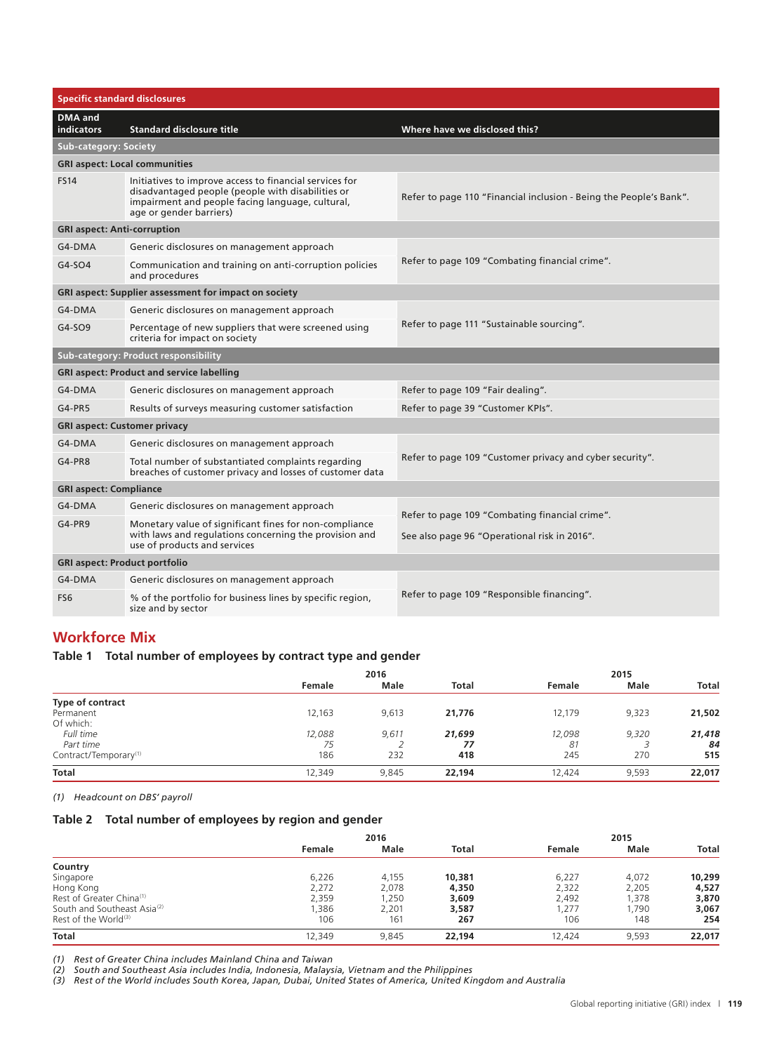| Specific standard disclosures | | |
|---|---|---|
| **DMA and indicators** | **Standard disclosure title** | **Where have we disclosed this?** |
| **Sub-category: Society** | | |
| **GRI aspect: Local communities** | | |
| FS14 | Initiatives to improve access to financial services for disadvantaged people (people with disabilities or impairment and people facing language, cultural, age or gender barriers) | Refer to page 110 "Financial inclusion - Being the People's Bank". |
| **GRI aspect: Anti-corruption** | | |
| G4-DMA | Generic disclosures on management approach | Refer to page 109 "Combating financial crime". |
| G4-SO4 | Communication and training on anti-corruption policies and procedures | |
| **GRI aspect: Supplier assessment for impact on society** | | |
| G4-DMA | Generic disclosures on management approach | Refer to page 111 "Sustainable sourcing". |
| G4-SO9 | Percentage of new suppliers that were screened using criteria for impact on society | |
| **Sub-category: Product responsibility** | | |
| **GRI aspect: Product and service labelling** | | |
| G4-DMA | Generic disclosures on management approach | Refer to page 109 "Fair dealing". |
| G4-PR5 | Results of surveys measuring customer satisfaction | Refer to page 39 "Customer KPIs". |
| **GRI aspect: Customer privacy** | | |
| G4-DMA | Generic disclosures on management approach | Refer to page 109 "Customer privacy and cyber security". |
| G4-PR8 | Total number of substantiated complaints regarding breaches of customer privacy and losses of customer data | |
| **GRI aspect: Compliance** | | |
| G4-DMA | Generic disclosures on management approach | Refer to page 109 "Combating financial crime". See also page 96 "Operational risk in 2016". |
| G4-PR9 | Monetary value of significant fines for non-compliance with laws and regulations concerning the provision and use of products and services | |
| **GRI aspect: Product portfolio** | | |
| G4-DMA | Generic disclosures on management approach | Refer to page 109 "Responsible financing". |
| FS6 | % of the portfolio for business lines by specific region, size and by sector | |

## Workforce Mix

### Table 1 Total number of employees by contract type and gender

| | 2016 | | | 2015 | | |
|---|---|---|---|---|---|---|
| | **Female** | **Male** | **Total** | **Female** | **Male** | **Total** |
| **Type of contract** | | | | | | |
| Permanent | 12,163 | 9,613 | **21,776** | 12,179 | 9,323 | **21,502** |
| Of which: | | | | | | |
| *Full time* | *12,088* | *9,611* | ***21,699*** | *12,098* | *9,320* | ***21,418*** |
| *Part time* | *75* | *2* | ***77*** | *81* | *3* | ***84*** |
| Contract/Temporary[1] | 186 | 232 | **418** | 245 | 270 | **515** |
| **Total** | 12,349 | 9,845 | **22,194** | 12,424 | 9,593 | **22,017** |

*(1) Headcount on DBS' payroll*

### Table 2 Total number of employees by region and gender

| | 2016 | | | 2015 | | |
|---|---|---|---|---|---|---|
| | **Female** | **Male** | **Total** | **Female** | **Male** | **Total** |
| **Country** | | | | | | |
| Singapore | 6,226 | 4,155 | **10,381** | 6,227 | 4,072 | **10,299** |
| Hong Kong | 2,272 | 2,078 | **4,350** | 2,322 | 2,205 | **4,527** |
| Rest of Greater China[1] | 2,359 | 1,250 | **3,609** | 2,492 | 1,378 | **3,870** |
| South and Southeast Asia[2] | 1,386 | 2,201 | **3,587** | 1,277 | 1,790 | **3,067** |
| Rest of the World[3] | 106 | 161 | **267** | 106 | 148 | **254** |
| **Total** | 12,349 | 9,845 | **22,194** | 12,424 | 9,593 | **22,017** |

*(1) Rest of Greater China includes Mainland China and Taiwan*
*(2) South and Southeast Asia includes India, Indonesia, Malaysia, Vietnam and the Philippines*
*(3) Rest of the World includes South Korea, Japan, Dubai, United States of America, United Kingdom and Australia*